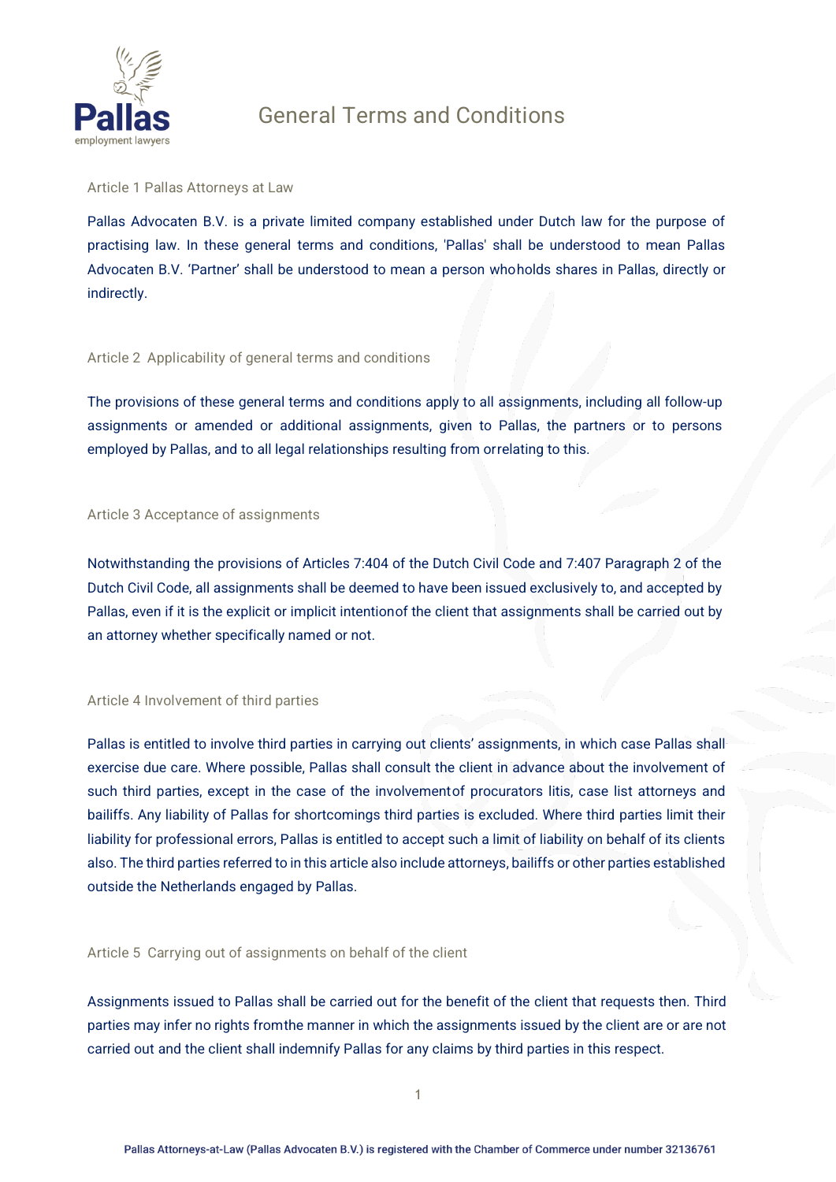# General Terms and Conditions

## Article 1 Pallas Attorneys at Law

Pallas Advocaten B.V. is a private limited company established under Dutch law for the purpose of practising law. In these general terms and conditions, 'Pallas' shall be understood to mean Pallas Advocaten B.V. 'Partner' shall be understood to mean a person whoholds shares in Pallas, directly or indirectly.

## Article 2 Applicability of general terms and conditions

The provisions of these general terms and conditions apply to all assignments, including all follow-up assignments or amended or additional assignments, given to Pallas, the partners or to persons employed by Pallas, and to all legal relationships resulting from orrelating to this.

## Article 3 Acceptance of assignments

Notwithstanding the provisions of Articles 7:404 of the Dutch Civil Code and 7:407 Paragraph 2 of the Dutch Civil Code, all assignments shall be deemed to have been issued exclusively to, and accepted by Pallas, even if it is the explicit or implicit intentionof the client that assignments shall be carried out by an attorney whether specifically named or not.

## Article 4 Involvement of third parties

Pallas is entitled to involve third parties in carrying out clients' assignments, in which case Pallas shall exercise due care. Where possible, Pallas shall consult the client in advance about the involvement of such third parties, except in the case of the involvementof procurators litis, case list attorneys and bailiffs. Any liability of Pallas for shortcomings third parties is excluded. Where third parties limit their liability for professional errors, Pallas is entitled to accept such a limit of liability on behalf of its clients also. The third parties referred to in this article also include attorneys, bailiffs or other parties established outside the Netherlands engaged by Pallas.

## Article 5 Carrying out of assignments on behalf of the client

Assignments issued to Pallas shall be carried out for the benefit of the client that requests then. Third parties may infer no rights fromthe manner in which the assignments issued by the client are or are not carried out and the client shall indemnify Pallas for any claims by third parties in this respect.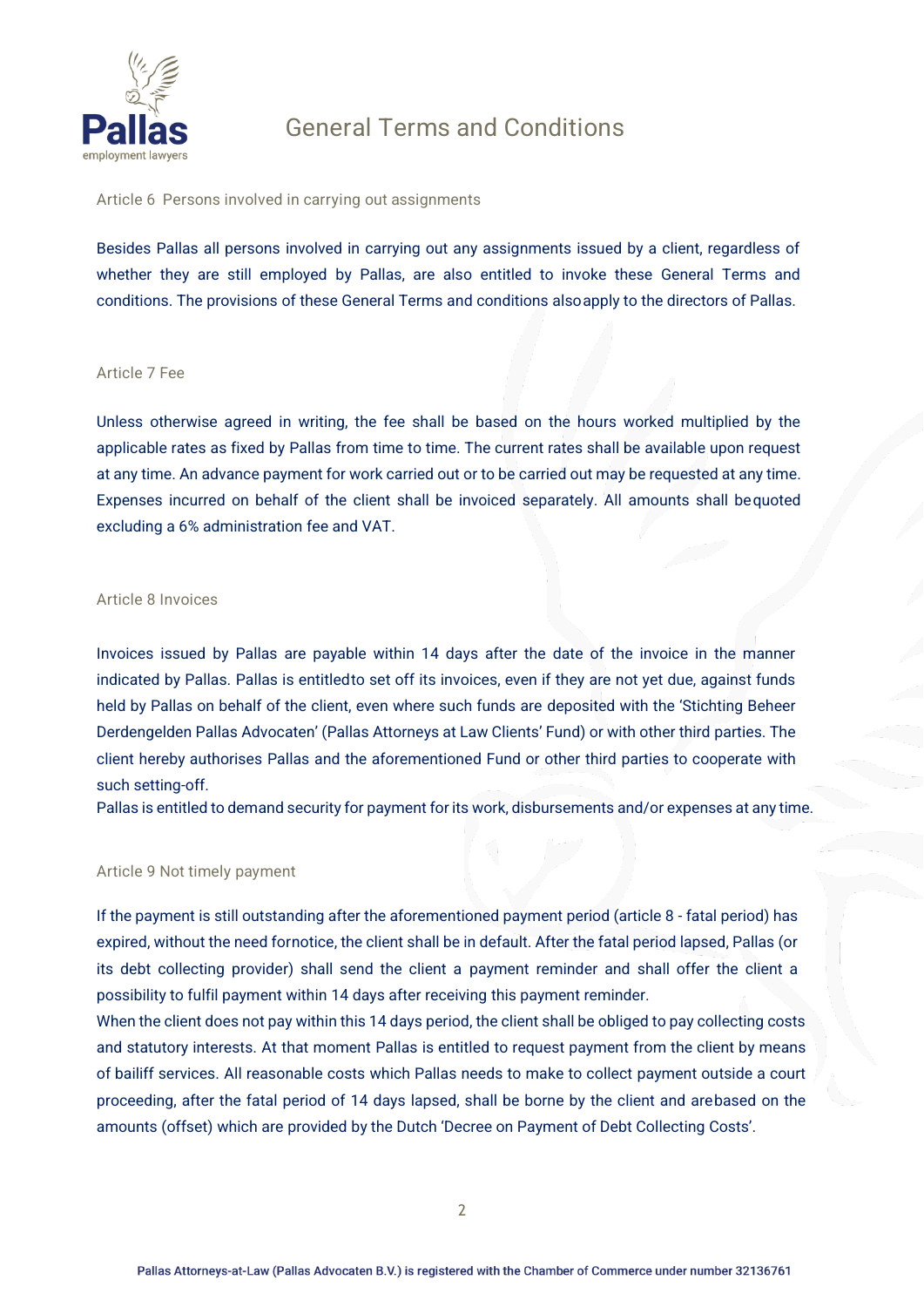## Article 6 Persons involved in carrying out assignments

Besides Pallas all persons involved in carrying out any assignments issued by a client, regardless of whether they are still employed by Pallas, are also entitled to invoke these General Terms and conditions. The provisions of these General Terms and conditions also apply to the directors of Pallas.

## Article 7 Fee

Unless otherwise agreed in writing, the fee shall be based on the hours worked multiplied by the applicable rates as fixed by Pallas from time to time. The current rates shall be available upon request at any time. An advance payment for work carried out or to be carried out may be requested at any time. Expenses incurred on behalf of the client shall be invoiced separately. All amounts shall be quoted excluding a 6% administration fee and VAT.

## Article 8 Invoices

Invoices issued by Pallas are payable within 14 days after the date of the invoice in the manner indicated by Pallas. Pallas is entitled to set off its invoices, even if they are not yet due, against funds held by Pallas on behalf of the client, even where such funds are deposited with the 'Stichting Beheer Derdengelden Pallas Advocaten' (Pallas Attorneys at Law Clients' Fund) or with other third parties. The client hereby authorises Pallas and the aforementioned Fund or other third parties to cooperate with such setting-off.
Pallas is entitled to demand security for payment for its work, disbursements and/or expenses at any time.

## Article 9 Not timely payment

If the payment is still outstanding after the aforementioned payment period (article 8 - fatal period) has expired, without the need for notice, the client shall be in default. After the fatal period lapsed, Pallas (or its debt collecting provider) shall send the client a payment reminder and shall offer the client a possibility to fulfil payment within 14 days after receiving this payment reminder.
When the client does not pay within this 14 days period, the client shall be obliged to pay collecting costs and statutory interests. At that moment Pallas is entitled to request payment from the client by means of bailiff services. All reasonable costs which Pallas needs to make to collect payment outside a court proceeding, after the fatal period of 14 days lapsed, shall be borne by the client and are based on the amounts (offset) which are provided by the Dutch 'Decree on Payment of Debt Collecting Costs'.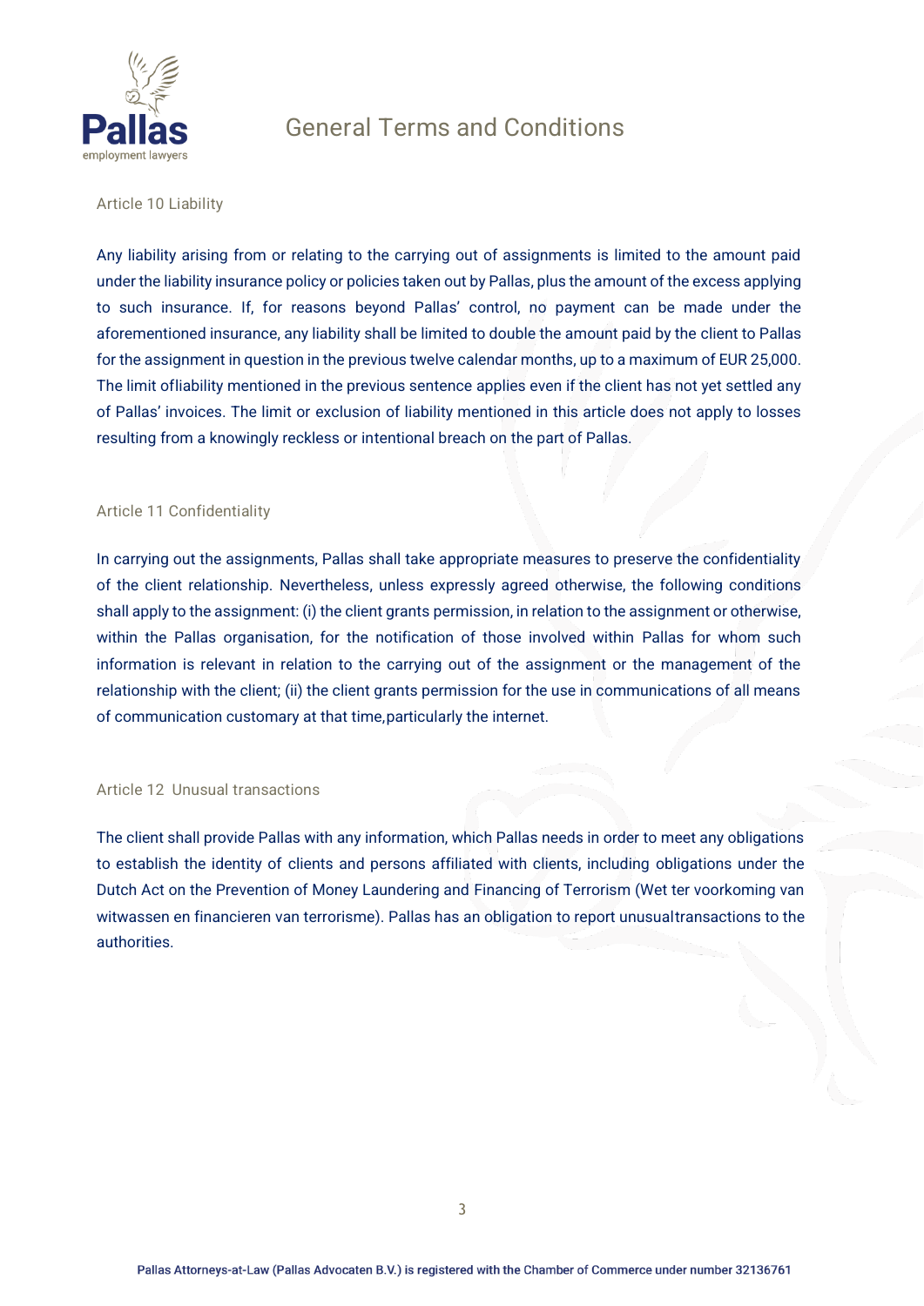## Article 10 Liability

Any liability arising from or relating to the carrying out of assignments is limited to the amount paid under the liability insurance policy or policies taken out by Pallas, plus the amount of the excess applying to such insurance. If, for reasons beyond Pallas' control, no payment can be made under the aforementioned insurance, any liability shall be limited to double the amount paid by the client to Pallas for the assignment in question in the previous twelve calendar months, up to a maximum of EUR 25,000. The limit ofliability mentioned in the previous sentence applies even if the client has not yet settled any of Pallas' invoices. The limit or exclusion of liability mentioned in this article does not apply to losses resulting from a knowingly reckless or intentional breach on the part of Pallas.

## Article 11 Confidentiality

In carrying out the assignments, Pallas shall take appropriate measures to preserve the confidentiality of the client relationship. Nevertheless, unless expressly agreed otherwise, the following conditions shall apply to the assignment: (i) the client grants permission, in relation to the assignment or otherwise, within the Pallas organisation, for the notification of those involved within Pallas for whom such information is relevant in relation to the carrying out of the assignment or the management of the relationship with the client; (ii) the client grants permission for the use in communications of all means of communication customary at that time,particularly the internet.

## Article 12 Unusual transactions

The client shall provide Pallas with any information, which Pallas needs in order to meet any obligations to establish the identity of clients and persons affiliated with clients, including obligations under the Dutch Act on the Prevention of Money Laundering and Financing of Terrorism (Wet ter voorkoming van witwassen en financieren van terrorisme). Pallas has an obligation to report unusualtransactions to the authorities.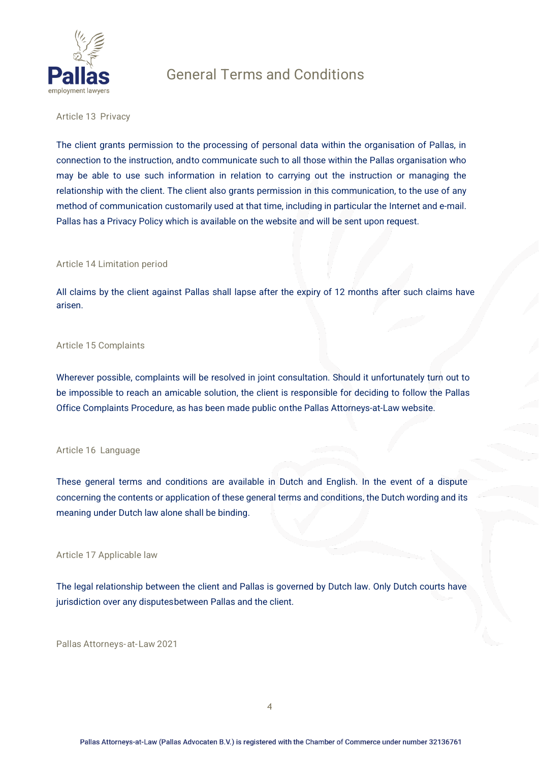# General Terms and Conditions

## Article 13 Privacy

The client grants permission to the processing of personal data within the organisation of Pallas, in connection to the instruction, andto communicate such to all those within the Pallas organisation who may be able to use such information in relation to carrying out the instruction or managing the relationship with the client. The client also grants permission in this communication, to the use of any method of communication customarily used at that time, including in particular the Internet and e-mail. Pallas has a Privacy Policy which is available on the website and will be sent upon request.

## Article 14 Limitation period

All claims by the client against Pallas shall lapse after the expiry of 12 months after such claims have arisen.

## Article 15 Complaints

Wherever possible, complaints will be resolved in joint consultation. Should it unfortunately turn out to be impossible to reach an amicable solution, the client is responsible for deciding to follow the Pallas Office Complaints Procedure, as has been made public onthe Pallas Attorneys-at-Law website.

## Article 16 Language

These general terms and conditions are available in Dutch and English. In the event of a dispute concerning the contents or application of these general terms and conditions, the Dutch wording and its meaning under Dutch law alone shall be binding.

## Article 17 Applicable law

The legal relationship between the client and Pallas is governed by Dutch law. Only Dutch courts have jurisdiction over any disputesbetween Pallas and the client.

Pallas Attorneys-at-Law 2021

Pallas Attorneys-at-Law (Pallas Advocaten B.V.) is registered with the Chamber of Commerce under number 32136761